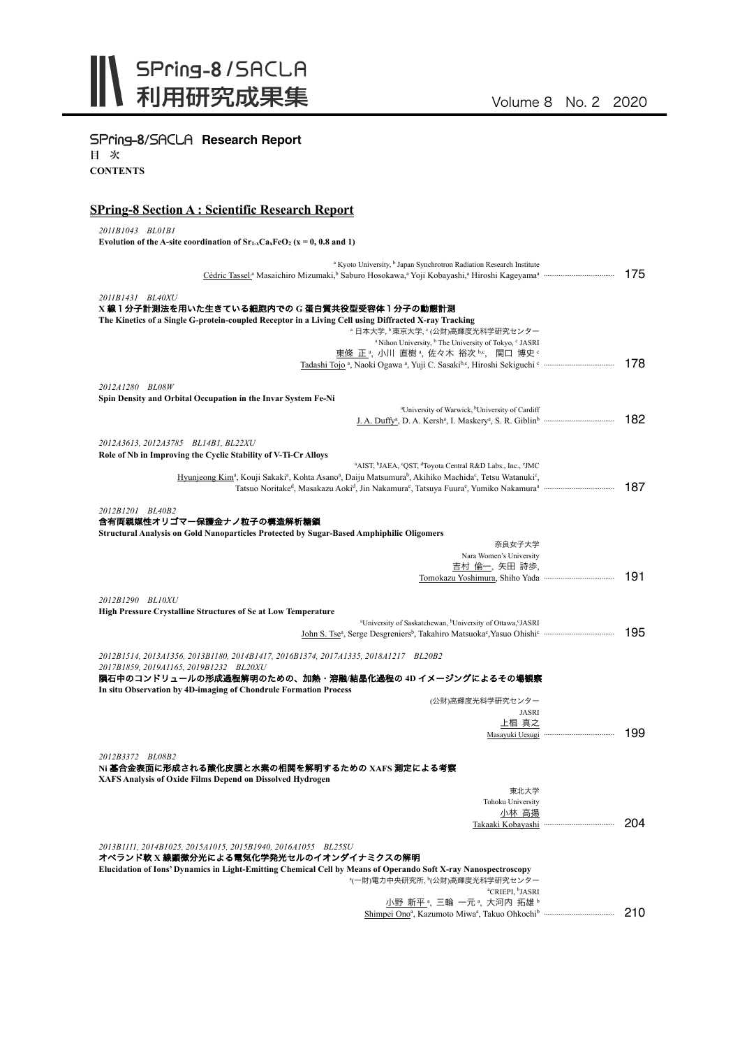# SPring-8/SACLA 利用研究成果集

Volume 8 No. 2 2020

## SPring-8/SACLA Research Report

**目 次**

**CONTENTS**

## SPring-8 Section A : Scientific Research Report

*2011B1043 BL01B1*

**Evolution of the A-site coordination of $Sr_{1-x}Ca_xFeO_2$ (x = 0, 0.8 and 1)**

[a] Kyoto University, [b] Japan Synchrotron Radiation Research Institute

Cédric Tassel[a] Masaichiro Mizumaki,[b] Saburo Hosokawa,[a] Yoji Kobayashi,[a] Hiroshi Kageyama[a] ······ 175

*2011B1431 BL40XU*

**X 線1分子計測法を用いた生きている細胞内での G 蛋白質共役型受容体1分子の動態計測**

**The Kinetics of a Single G-protein-coupled Receptor in a Living Cell using Diffracted X-ray Tracking**

[a] 日本大学, [b] 東京大学, [c] (公財)高輝度光科学研究センター

[a] Nihon University, [b] The University of Tokyo, [c] JASRI

東條 正 [a], 小川 直樹 [a], 佐々木 裕次 [b,c], 関口 博史 [c]

Tadashi Tojo [a], Naoki Ogawa [a], Yuji C. Sasaki[b,c], Hiroshi Sekiguchi [c] ······ 178

*2012A1280 BL08W*

**Spin Density and Orbital Occupation in the Invar System Fe-Ni**

[a] University of Warwick, [b] University of Cardiff

J. A. Duffy[a], D. A. Kersh[a], I. Maskery[a], S. R. Giblin[b] ······ 182

*2012A3613, 2012A3785 BL14B1, BL22XU*

**Role of Nb in Improving the Cyclic Stability of V-Ti-Cr Alloys**

[a] AIST, [b] JAEA, [c] QST, [d] Toyota Central R&D Labs., Inc., [e] JMC

Hyunjeong Kim[a], Kouji Sakaki[a], Kohta Asano[a], Daiju Matsumura[b], Akihiko Machida[c], Tetsu Watanuki[c], Tatsuo Noritake[d], Masakazu Aoki[d], Jin Nakamura[e], Tatsuya Fuura[e], Yumiko Nakamura[a] ······ 187

*2012B1201 BL40B2*

**含有両親媒性オリゴマー保護金ナノ粒子の構造解析糖鎖**

**Structural Analysis on Gold Nanoparticles Protected by Sugar-Based Amphiphilic Oligomers**

奈良女子大学

Nara Women's University

吉村 倫一, 矢田 詩歩,

Tomokazu Yoshimura, Shiho Yada ······ 191

*2012B1290 BL10XU*

**High Pressure Crystalline Structures of Se at Low Temperature**

[a] University of Saskatchewan, [b] University of Ottawa, [c] JASRI

John S. Tse[a], Serge Desgreniers[b], Takahiro Matsuoka[c], Yasuo Ohishi[c] ······ 195

*2012B1514, 2013A1356, 2013B1180, 2014B1417, 2016B1374, 2017A1335, 2018A1217 BL20B2*

*2017B1859, 2019A1165, 2019B1232 BL20XU*

**隕石中のコンドリュールの形成過程解明のための、加熱・溶融/結晶化過程の 4D イメージングによるその場観察**

**In situ Observation by 4D-imaging of Chondrule Formation Process**

(公財)高輝度光科学研究センター

JASRI

上椙 真之

Masayuki Uesugi ······ 199

*2012B3372 BL08B2*

**Ni 基合金表面に形成される酸化皮膜と水素の相関を解明するための XAFS 測定による考察**

**XAFS Analysis of Oxide Films Depend on Dissolved Hydrogen**

東北大学

Tohoku University

小林 高揚

Takaaki Kobayashi ······ 204

*2013B1111, 2014B1025, 2015A1015, 2015B1940, 2016A1055 BL25SU*

**オペランド軟 X 線顕微分光による電気化学発光セルのイオンダイナミクスの解明**

**Elucidation of Ions' Dynamics in Light-Emitting Chemical Cell by Means of Operando Soft X-ray Nanospectroscopy**

[a] (一財)電力中央研究所, [b] (公財)高輝度光科学研究センター

[a] CRIEPI, [b] JASRI

小野 新平 [a], 三輪 一元 [a], 大河内 拓雄 [b]

Shimpei Ono[a], Kazumoto Miwa[a], Takuo Ohkochi[b] ······ 210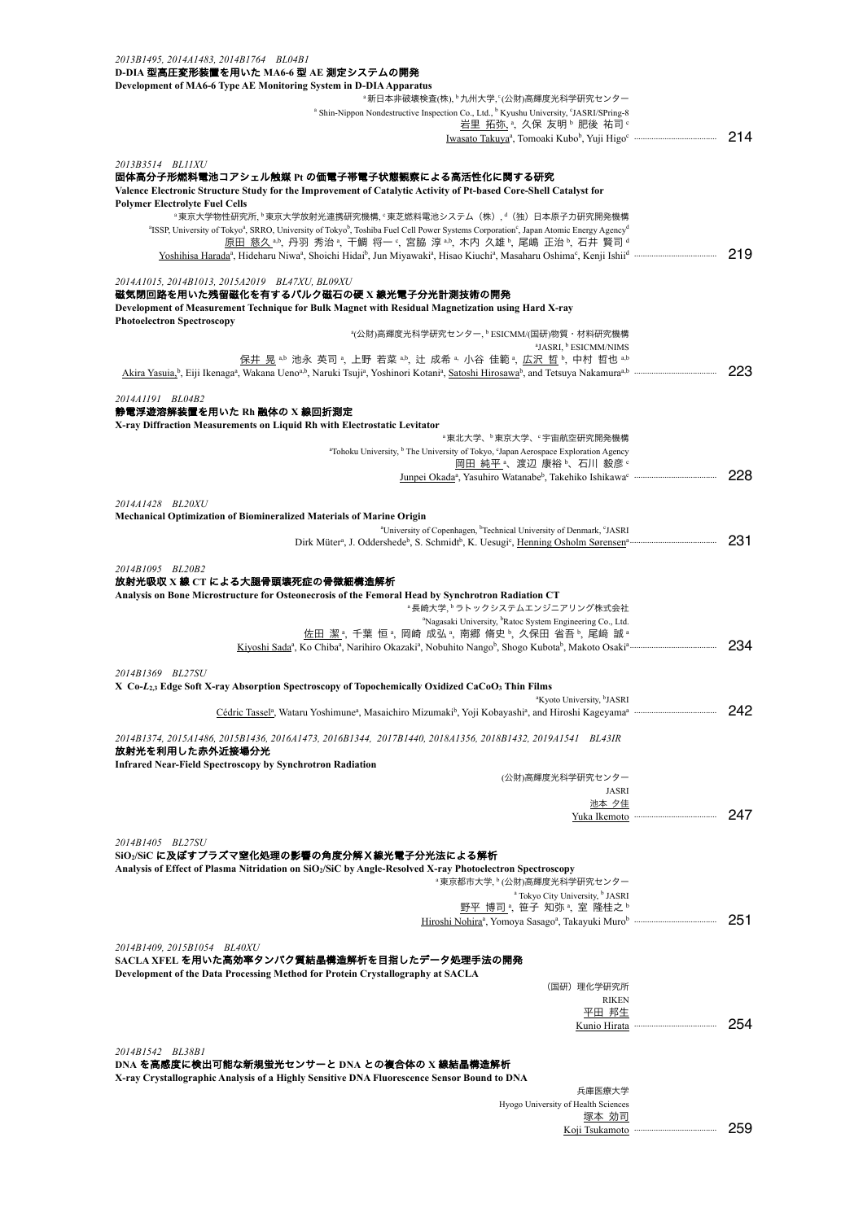*2013B1495, 2014A1483, 2014B1764　BL04B1*

**D-DIA 型高圧変形装置を用いた MA6-6 型 AE 測定システムの開発**

**Development of MA6-6 Type AE Monitoring System in D-DIA Apparatus**

[a] 新日本非破壊検査(株), [b] 九州大学, [c] (公財)高輝度光科学研究センター

[a] Shin-Nippon Nondestructive Inspection Co., Ltd., [b] Kyushu University, [c] JASRI/SPring-8

岩里 拓弥 [a], 久保 友明 [b] 肥後 祐司 [c]

Iwasato Takuya[a], Tomoaki Kubo[b], Yuji Higo[c] ………………………… 214

*2013B3514　BL11XU*

**固体高分子形燃料電池コアシェル触媒 Pt の価電子帯電子状態観察による高活性化に関する研究**

**Valence Electronic Structure Study for the Improvement of Catalytic Activity of Pt-based Core-Shell Catalyst for Polymer Electrolyte Fuel Cells**

[a] 東京大学物性研究所, [b] 東京大学放射光連携研究機構, [c] 東芝燃料電池システム（株）, [d]（独）日本原子力研究開発機構

[a] ISSP, University of Tokyo, [b] SRRO, University of Tokyo, [c] Toshiba Fuel Cell Power Systems Corporation, [d] Japan Atomic Energy Agency

原田 慈久 [a,b], 丹羽 秀治 [a], 干鯛 将一 [c], 宮脇 淳 [a,b], 木内 久雄 [b], 尾嶋 正治 [b], 石井 賢司 [d]

Yoshihisa Harada[a], Hideharu Niwa[a], Shoichi Hidai[b], Jun Miyawaki[a], Hisao Kiuchi[a], Masaharu Oshima[c], Kenji Ishii[d] ………………………… 219

*2014A1015, 2014B1013, 2015A2019　BL47XU, BL09XU*

**磁気閉回路を用いた残留磁化を有するバルク磁石の硬 X 線光電子分光計測技術の開発**

**Development of Measurement Technique for Bulk Magnet with Residual Magnetization using Hard X-ray Photoelectron Spectroscopy**

[a] (公財)高輝度光科学研究センター, [b] ESICMM/(国研)物質・材料研究機構

[a] JASRI, [b] ESICMM/NIMS

保井 晃 [a,b] 池永 英司 [a], 上野 若菜 [a,b], 辻 成希 [a], 小谷 佳範 [a], 広沢 哲 [b], 中村 哲也 [a,b]

Akira Yasui[a,b], Eiji Ikenaga[a], Wakana Ueno[a,b], Naruki Tsuji[a], Yoshinori Kotani[a], Satoshi Hirosawa[b], and Tetsuya Nakamura[a,b] ………………………… 223

*2014A1191　BL04B2*

**静電浮遊溶解装置を用いた Rh 融体の X 線回折測定**

**X-ray Diffraction Measurements on Liquid Rh with Electrostatic Levitator**

[a] 東北大学、[b] 東京大学、[c] 宇宙航空研究開発機構

[a] Tohoku University, [b] The University of Tokyo, [c] Japan Aerospace Exploration Agency

岡田 純平 [a]、渡辺 康裕 [b]、石川 毅彦 [c]

Junpei Okada[a], Yasuhiro Watanabe[b], Takehiko Ishikawa[c] ………………………… 228

*2014A1428　BL20XU*

**Mechanical Optimization of Biomineralized Materials of Marine Origin**

[a] University of Copenhagen, [b] Technical University of Denmark, [c] JASRI

Dirk Müter[a], J. Oddershede[b], S. Schmidt[b], K. Uesugi[c], Henning Osholm Sørensen[a] ………………………… 231

*2014B1095　BL20B2*

**放射光吸収 X 線 CT による大腿骨頭壊死症の骨微細構造解析**

**Analysis on Bone Microstructure for Osteonecrosis of the Femoral Head by Synchrotron Radiation CT**

[a] 長崎大学, [b] ラトックシステムエンジニアリング株式会社

[a] Nagasaki University, [b] Ratoc System Engineering Co., Ltd.

佐田 潔 [a], 千葉 恒 [a], 岡崎 成弘 [a], 南郷 脩史 [b], 久保田 省吾 [b], 尾崎 誠 [a]

Kiyoshi Sada[a], Ko Chiba[a], Narihiro Okazaki[a], Nobuhito Nango[b], Shogo Kubota[b], Makoto Osaki[a] ………………………… 234

*2014B1369　BL27SU*

**X Co-$L_{2,3}$ Edge Soft X-ray Absorption Spectroscopy of Topochemically Oxidized $CaCoO_3$ Thin Films**

[a] Kyoto University, [b] JASRI

Cédric Tassel[a], Wataru Yoshimune[a], Masaichiro Mizumaki[b], Yoji Kobayashi[a], and Hiroshi Kageyama[a] ………………………… 242

*2014B1374, 2015A1486, 2015B1436, 2016A1473, 2016B1344, 2017B1440, 2018A1356, 2018B1432, 2019A1541　BL43IR*

**放射光を利用した赤外近接場分光**

**Infrared Near-Field Spectroscopy by Synchrotron Radiation**

(公財)高輝度光科学研究センター

JASRI

池本 夕佳

Yuka Ikemoto ………………………… 247

*2014B1405　BL27SU*

**$SiO_2$/SiC に及ぼすプラズマ窒化処理の影響の角度分解Ｘ線光電子分光法による解析**

**Analysis of Effect of Plasma Nitridation on $SiO_2$/SiC by Angle-Resolved X-ray Photoelectron Spectroscopy**

[a] 東京都市大学, [b] (公財)高輝度光科学研究センター

[a] Tokyo City University, [b] JASRI

野平 博司 [a], 笹子 知弥 [a], 室 隆桂之 [b]

Hiroshi Nohira[a], Yomoya Sasago[a], Takayuki Muro[b] ………………………… 251

*2014B1409, 2015B1054　BL40XU*

**SACLA XFEL を用いた高効率タンパク質結晶構造解析を目指したデータ処理手法の開発**

**Development of the Data Processing Method for Protein Crystallography at SACLA**

（国研）理化学研究所

RIKEN

平田 邦生

Kunio Hirata ………………………… 254

*2014B1542　BL38B1*

**DNA を高感度に検出可能な新規蛍光センサーと DNA との複合体の X 線結晶構造解析**

**X-ray Crystallographic Analysis of a Highly Sensitive DNA Fluorescence Sensor Bound to DNA**

兵庫医療大学

Hyogo University of Health Sciences

塚本 効司

Koji Tsukamoto ………………………… 259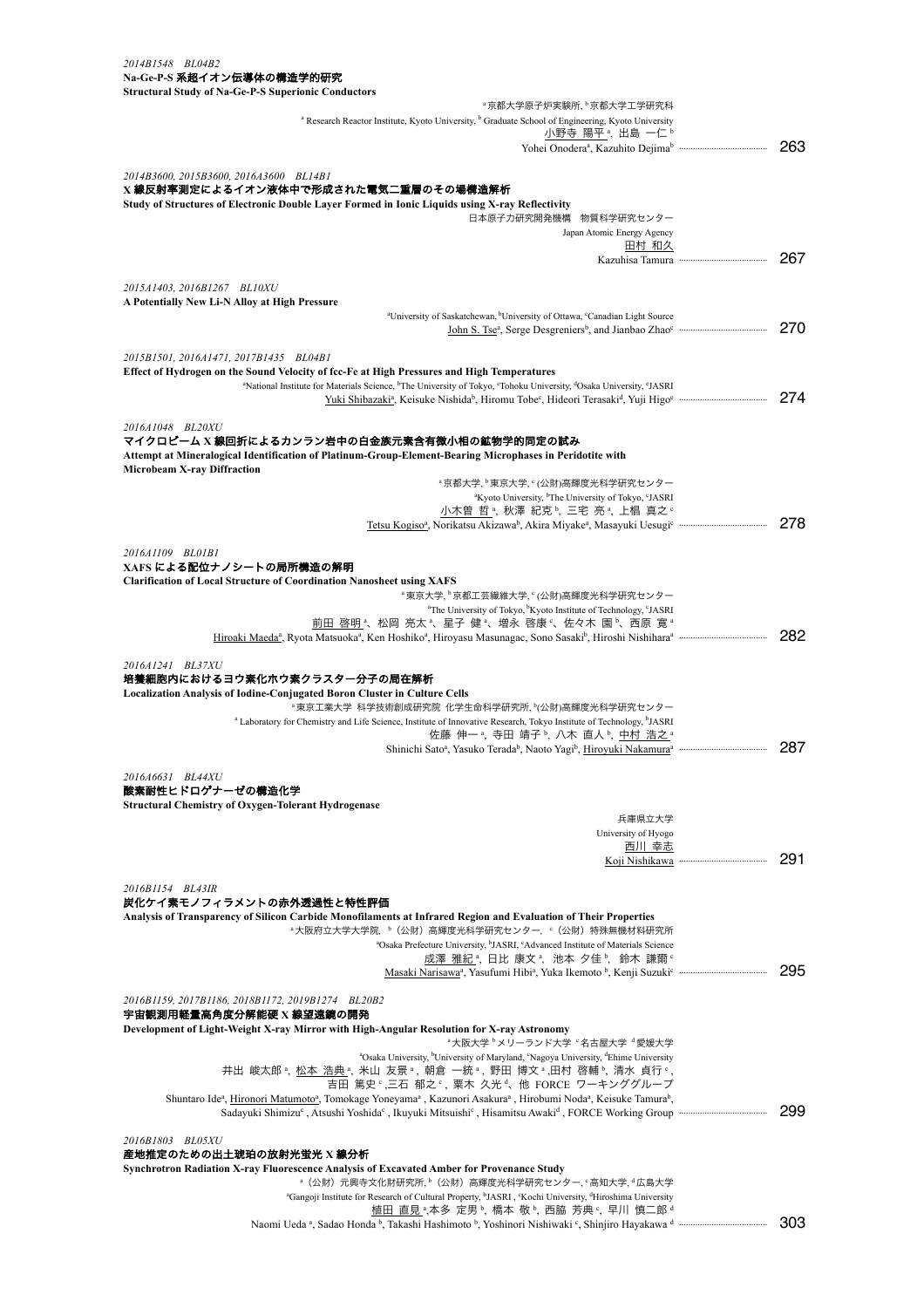*2014B1548　BL04B2*
**Na-Ge-P-S 系超イオン伝導体の構造学的研究**
**Structural Study of Na-Ge-P-S Superionic Conductors**

[a]京都大学原子炉実験所, [b]京都大学工学研究科
[a] Research Reactor Institute, Kyoto University, [b] Graduate School of Engineering, Kyoto University
小野寺 陽平[a], 出島 一仁[b]
Yohei Onodera[a], Kazuhito Dejima[b] ……………… 263

*2014B3600, 2015B3600, 2016A3600　BL14B1*
**X 線反射率測定によるイオン液体中で形成された電気二重層のその場構造解析**
**Study of Structures of Electronic Double Layer Formed in Ionic Liquids using X-ray Reflectivity**

日本原子力研究開発機構　物質科学研究センター
Japan Atomic Energy Agency
田村 和久
Kazuhisa Tamura ……………… 267

*2015A1403, 2016B1267　BL10XU*
**A Potentially New Li-N Alloy at High Pressure**

[a]University of Saskatchewan, [b]University of Ottawa, [c]Canadian Light Source
John S. Tse[a], Serge Desgreniers[b], and Jianbao Zhao[c] ……………… 270

*2015B1501, 2016A1471, 2017B1435　BL04B1*
**Effect of Hydrogen on the Sound Velocity of fcc-Fe at High Pressures and High Temperatures**

[a]National Institute for Materials Science, [b]The University of Tokyo, [c]Tohoku University, [d]Osaka University, [e]JASRI
Yuki Shibazaki[a], Keisuke Nishida[b], Hiromu Tobe[c], Hideori Terasaki[d], Yuji Higo[e] ……………… 274

*2016A1048　BL20XU*
**マイクロビーム X 線回折によるカンラン岩中の白金族元素含有微小相の鉱物学的同定の試み**
**Attempt at Mineralogical Identification of Platinum-Group-Element-Bearing Microphases in Peridotite with Microbeam X-ray Diffraction**

[a]京都大学, [b]東京大学, [c](公財)高輝度光科学研究センター
[a]Kyoto University, [b]The University of Tokyo, [c]JASRI
小木曽 哲[a], 秋澤 紀克[b], 三宅 亮[a], 上椙 真之[c]
Tetsu Kogiso[a], Norikatsu Akizawa[b], Akira Miyake[a], Masayuki Uesugi[c] ……………… 278

*2016A1109　BL01B1*
**XAFS による配位ナノシートの局所構造の解明**
**Clarification of Local Structure of Coordination Nanosheet using XAFS**

[a]東京大学, [b]京都工芸繊維大学, [c](公財)高輝度光科学研究センター
[a]The University of Tokyo, [b]Kyoto Institute of Technology, [c]JASRI
前田 啓明[a]、松岡 亮太[a]、星子 健[a]、増永 啓康[c]、佐々木 園[b]、西原 寛[a]
Hiroaki Maeda[a], Ryota Matsuoka[a], Ken Hoshiko[a], Hiroyasu Masunagac, Sono Sasaki[b], Hiroshi Nishihara[a] ……………… 282

*2016A1241　BL37XU*
**培養細胞内におけるヨウ素化ホウ素クラスター分子の局在解析**
**Localization Analysis of Iodine-Conjugated Boron Cluster in Culture Cells**

[a]東京工業大学 科学技術創成研究院 化学生命科学研究所, [b](公財)高輝度光科学研究センター
[a] Laboratory for Chemistry and Life Science, Institute of Innovative Research, Tokyo Institute of Technology, [b]JASRI
佐藤 伸一[a], 寺田 靖子[b], 八木 直人[b], 中村 浩之[a]
Shinichi Sato[a], Yasuko Terada[b], Naoto Yagi[b], Hiroyuki Nakamura[a] ……………… 287

*2016A6631　BL44XU*
**酸素耐性ヒドロゲナーゼの構造化学**
**Structural Chemistry of Oxygen-Tolerant Hydrogenase**

兵庫県立大学
University of Hyogo
西川 幸志
Koji Nishikawa ……………… 291

*2016B1154　BL43IR*
**炭化ケイ素モノフィラメントの赤外透過性と特性評価**
**Analysis of Transparency of Silicon Carbide Monofilaments at Infrared Region and Evaluation of Their Properties**

[a]大阪府立大学大学院, [b]（公財）高輝度光科学研究センター, [c]（公財）特殊無機材料研究所
[a]Osaka Prefecture University, [b]JASRI, [c]Advanced Institute of Materials Science
成澤 雅紀[a], 日比 康文[a], 池本 夕佳[b], 鈴木 謙爾[c]
Masaki Narisawa[a], Yasufumi Hibi[a], Yuka Ikemoto[b], Kenji Suzuki[c] ……………… 295

*2016B1159, 2017B1186, 2018B1172, 2019B1274　BL20B2*
**宇宙観測用軽量高角度分解能硬 X 線望遠鏡の開発**
**Development of Light-Weight X-ray Mirror with High-Angular Resolution for X-ray Astronomy**

[a]大阪大学 [b]メリーランド大学 [c]名古屋大学 [d]愛媛大学
[a]Osaka University, [b]University of Maryland, [c]Nagoya University, [d]Ehime University
井出 峻太郎[a], 松本 浩典[a], 米山 友景[a], 朝倉 一統[a], 野田 博文[a], 田村 啓輔[b], 清水 貞行[c],
吉田 篤史[c], 三石 郁之[c], 粟木 久光[d], 他 FORCE ワーキンググループ
Shuntaro Ide[a], Hironori Matumoto[a], Tomokage Yoneyama[a], Kazunori Asakura[a], Hirobumi Noda[a], Keisuke Tamura[b],
Sadayuki Shimizu[c], Atsushi Yoshida[c], Ikuyuki Mitsuishi[c], Hisamitsu Awaki[d], FORCE Working Group ……………… 299

*2016B1803　BL05XU*
**産地推定のための出土琥珀の放射光蛍光 X 線分析**
**Synchrotron Radiation X-ray Fluorescence Analysis of Excavated Amber for Provenance Study**

[a]（公財）元興寺文化財研究所, [b]（公財）高輝度光科学研究センター, [c]高知大学, [d]広島大学
[a]Gangoji Institute for Research of Cultural Property, [b]JASRI, [c]Kochi University, [d]Hiroshima University
植田 直見[a], 本多 定男[b], 橋本 敬[b], 西脇 芳典[c], 早川 慎二郎[d]
Naomi Ueda[a], Sadao Honda[b], Takashi Hashimoto[b], Yoshinori Nishiwaki[c], Shinjiro Hayakawa[d] ……………… 303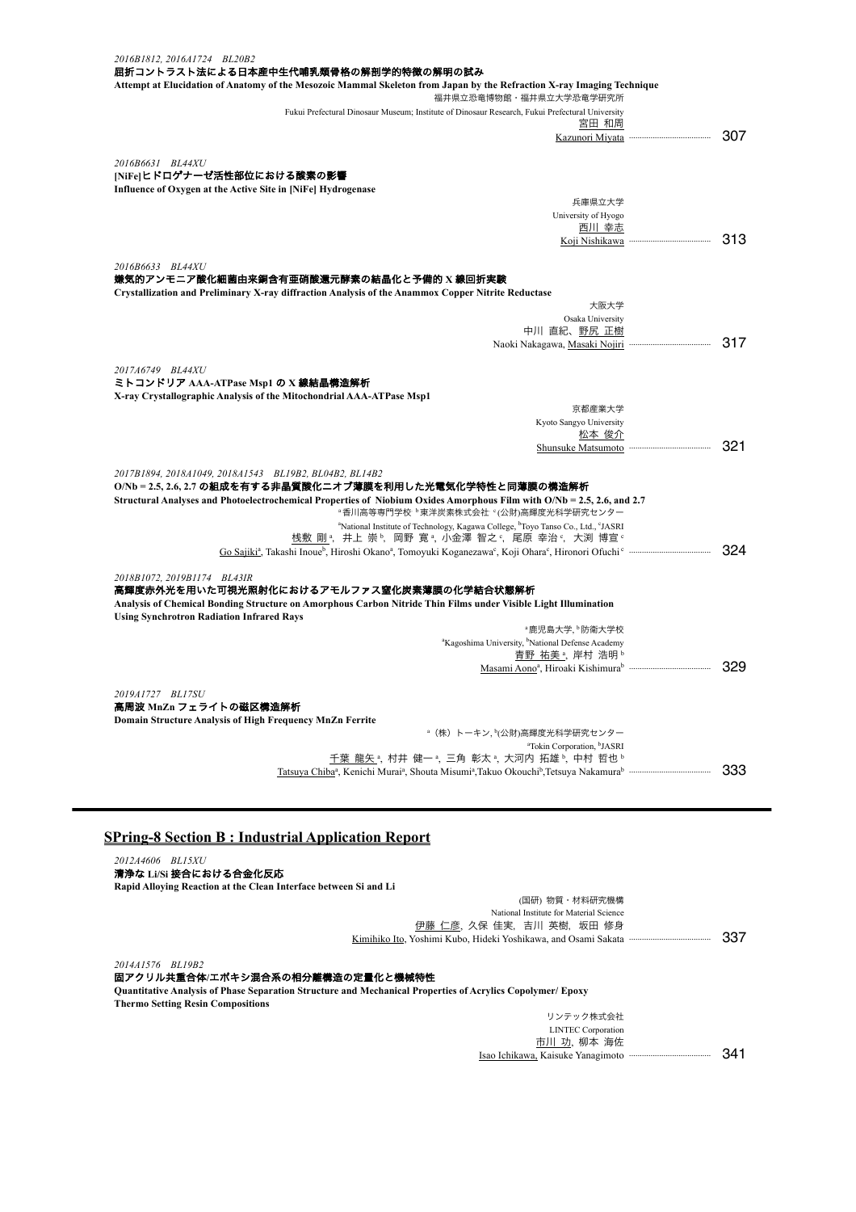*2016B1812, 2016A1724 BL20B2*

**屈折コントラスト法による日本産中生代哺乳類骨格の解剖学的特徴の解明の試み**

**Attempt at Elucidation of Anatomy of the Mesozoic Mammal Skeleton from Japan by the Refraction X-ray Imaging Technique**

福井県立恐竜博物館・福井県立大学恐竜学研究所
Fukui Prefectural Dinosaur Museum; Institute of Dinosaur Research, Fukui Prefectural University
宮田 和周
Kazunori Miyata ...... 307

*2016B6631 BL44XU*

**[NiFe]ヒドロゲナーゼ活性部位における酸素の影響**

**Influence of Oxygen at the Active Site in [NiFe] Hydrogenase**

兵庫県立大学
University of Hyogo
西川 幸志
Koji Nishikawa ...... 313

*2016B6633 BL44XU*

**嫌気的アンモニア酸化細菌由来銅含有亜硝酸還元酵素の結晶化と予備的 X 線回折実験**

**Crystallization and Preliminary X-ray diffraction Analysis of the Anammox Copper Nitrite Reductase**

大阪大学
Osaka University
中川 直紀、野尻 正樹
Naoki Nakagawa, Masaki Nojiri ...... 317

*2017A6749 BL44XU*

**ミトコンドリア AAA-ATPase Msp1 の X 線結晶構造解析**

**X-ray Crystallographic Analysis of the Mitochondrial AAA-ATPase Msp1**

京都産業大学
Kyoto Sangyo University
松本 俊介
Shunsuke Matsumoto ...... 321

*2017B1894, 2018A1049, 2018A1543 BL19B2, BL04B2, BL14B2*

**O/Nb = 2.5, 2.6, 2.7 の組成を有する非晶質酸化ニオブ薄膜を利用した光電気化学特性と同薄膜の構造解析**

**Structural Analyses and Photoelectrochemical Properties of Niobium Oxides Amorphous Film with O/Nb = 2.5, 2.6, and 2.7**

[a]香川高等専門学校 [b]東洋炭素株式会社 [c](公財)高輝度光科学研究センター
[a]National Institute of Technology, Kagawa College, [b]Toyo Tanso Co., Ltd., [c]JASRI
桟敷 剛[a], 井上 崇[b], 岡野 寛[a], 小金澤 智之[c], 尾原 幸治[c], 大渕 博宣[c]
Go Sajiki[a], Takashi Inoue[b], Hiroshi Okano[a], Tomoyuki Koganezawa[c], Koji Ohara[c], Hironori Ofuchi[c] ...... 324

*2018B1072, 2019B1174 BL43IR*

**高輝度赤外光を用いた可視光照射化におけるアモルファス窒化炭素薄膜の化学結合状態解析**

**Analysis of Chemical Bonding Structure on Amorphous Carbon Nitride Thin Films under Visible Light Illumination Using Synchrotron Radiation Infrared Rays**

[a]鹿児島大学, [b]防衛大学校
[a]Kagoshima University, [b]National Defense Academy
青野 祐美[a], 岸村 浩明[b]
Masami Aono[a], Hiroaki Kishimura[b] ...... 329

*2019A1727 BL17SU*

**高周波 MnZn フェライトの磁区構造解析**

**Domain Structure Analysis of High Frequency MnZn Ferrite**

[a](株)トーキン, [b](公財)高輝度光科学研究センター
[a]Tokin Corporation, [b]JASRI
千葉 龍矢[a], 村井 健一[a], 三角 彰太[a], 大河内 拓雄[b], 中村 哲也[b]
Tatsuya Chiba[a], Kenichi Murai[a], Shouta Misumi[a], Takuo Okouchi[b], Tetsuya Nakamura[b] ...... 333

## SPring-8 Section B : Industrial Application Report

*2012A4606 BL15XU*

**清浄な Li/Si 接合における合金化反応**

**Rapid Alloying Reaction at the Clean Interface between Si and Li**

(国研) 物質・材料研究機構
National Institute for Material Science
伊藤 仁彦, 久保 佳実, 吉川 英樹, 坂田 修身
Kimihiko Ito, Yoshimi Kubo, Hideki Yoshikawa, and Osami Sakata ...... 337

*2014A1576 BL19B2*

**固アクリル共重合体/エポキシ混合系の相分離構造の定量化と機械特性**

**Quantitative Analysis of Phase Separation Structure and Mechanical Properties of Acrylics Copolymer/ Epoxy Thermo Setting Resin Compositions**

リンテック株式会社
LINTEC Corporation
市川 功, 柳本 海佐
Isao Ichikawa, Kaisuke Yanagimoto ...... 341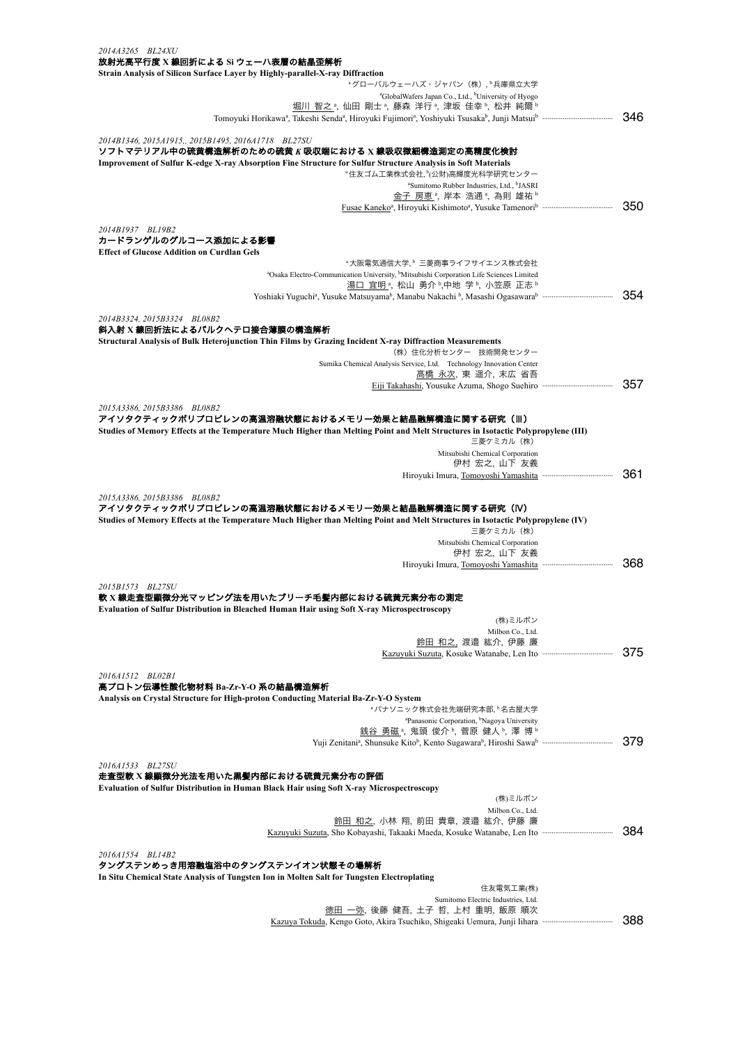*2014A3265 BL24XU*

**放射光高平行度 X 線回折による Si ウェーハ表層の結晶歪解析**

**Strain Analysis of Silicon Surface Layer by Highly-parallel-X-ray Diffraction**

[a]グローバルウェーハズ・ジャパン（株）, [b]兵庫県立大学

[a]GlobalWafers Japan Co., Ltd., [b]University of Hyogo

堀川 智之[a], 仙田 剛士[a], 藤森 洋行[a], 津坂 佳幸[b], 松井 純爾[b]

Tomoyuki Horikawa[a], Takeshi Senda[a], Hiroyuki Fujimori[a], Yoshiyuki Tsusaka[b], Junji Matsui[b] ········· 346

*2014B1346, 2015A1915,, 2015B1495, 2016A1718 BL27SU*

**ソフトマテリアル中の硫黄構造解析のための硫黄 *K* 吸収端における X 線吸収微細構造測定の高精度化検討**

**Improvement of Sulfur K-edge X-ray Absorption Fine Structure for Sulfur Structure Analysis in Soft Materials**

[a]住友ゴム工業株式会社, [b](公財)高輝度光科学研究センター

[a]Sumitomo Rubber Industries, Ltd., [b]JASRI

金子 房恵[a], 岸本 浩通[a], 為則 雄祐[b]

Fusae Kaneko[a], Hiroyuki Kishimoto[a], Yusuke Tamenori[b] ········· 350

*2014B1937 BL19B2*

**カードランゲルのグルコース添加による影響**

**Effect of Glucose Addition on Curdlan Gels**

[a]大阪電気通信大学, [b] 三菱商事ライフサイエンス株式会社

[a]Osaka Electro-Communication University, [b]Mitsubishi Corporation Life Sciences Limited

湯口 宜明[a], 松山 勇介[b],中地 学[b], 小笠原 正志[b]

Yoshiaki Yuguchi[a], Yusuke Matsuyama[b], Manabu Nakachi[b], Masashi Ogasawara[b] ········· 354

*2014B3324, 2015B3324 BL08B2*

**斜入射 X 線回折法によるバルクヘテロ接合薄膜の構造解析**

**Structural Analysis of Bulk Heterojunction Thin Films by Grazing Incident X-ray Diffraction Measurements**

（株）住化分析センター 技術開発センター

Sumika Chemical Analysis Service, Ltd. Technology Innovation Center

髙橋 永次, 東 遥介, 末広 省吾

Eiji Takahashi, Yousuke Azuma, Shogo Suehiro ········· 357

*2015A3386, 2015B3386 BL08B2*

**アイソタクティックポリプロピレンの高温溶融状態におけるメモリー効果と結晶融解構造に関する研究（III）**

**Studies of Memory Effects at the Temperature Much Higher than Melting Point and Melt Structures in Isotactic Polypropylene (III)**

三菱ケミカル（株）

Mitsubishi Chemical Corporation

伊村 宏之, 山下 友義

Hiroyuki Imura, Tomoyoshi Yamashita ········· 361

*2015A3386, 2015B3386 BL08B2*

**アイソタクティックポリプロピレンの高温溶融状態におけるメモリー効果と結晶融解構造に関する研究（IV）**

**Studies of Memory Effects at the Temperature Much Higher than Melting Point and Melt Structures in Isotactic Polypropylene (IV)**

三菱ケミカル（株）

Mitsubishi Chemical Corporation

伊村 宏之, 山下 友義

Hiroyuki Imura, Tomoyoshi Yamashita ········· 368

*2015B1573 BL27SU*

**軟 X 線走査型顕微分光マッピング法を用いたブリーチ毛髪内部における硫黄元素分布の測定**

**Evaluation of Sulfur Distribution in Bleached Human Hair using Soft X-ray Microspectroscopy**

(株)ミルボン

Milbon Co., Ltd.

鈴田 和之, 渡邉 紘介, 伊藤 廉

Kazuyuki Suzuta, Kosuke Watanabe, Len Ito ········· 375

*2016A1512 BL02B1*

**高プロトン伝導性酸化物材料 Ba-Zr-Y-O 系の結晶構造解析**

**Analysis on Crystal Structure for High-proton Conducting Material Ba-Zr-Y-O System**

[a]パナソニック株式会社先端研究本部, [b]名古屋大学

[a]Panasonic Corporation, [b]Nagoya University

銭谷 勇磁[a], 鬼頭 俊介[b], 菅原 健人[b], 澤 博[b]

Yuji Zenitani[a], Shunsuke Kito[b], Kento Sugawara[b], Hiroshi Sawa[b] ········· 379

*2016A1533 BL27SU*

**走査型軟 X 線顕微分光法を用いた黒髪内部における硫黄元素分布の評価**

**Evaluation of Sulfur Distribution in Human Black Hair using Soft X-ray Microspectroscopy**

(株)ミルボン

Milbon Co., Ltd.

鈴田 和之, 小林 翔, 前田 貴章, 渡邉 紘介, 伊藤 廉

Kazuyuki Suzuta, Sho Kobayashi, Takaaki Maeda, Kosuke Watanabe, Len Ito ········· 384

*2016A1554 BL14B2*

**タングステンめっき用溶融塩浴中のタングステンイオン状態その場解析**

**In Situ Chemical State Analysis of Tungsten Ion in Molten Salt for Tungsten Electroplating**

住友電気工業(株)

Sumitomo Electric Industries, Ltd.

徳田 一弥, 後藤 健吾, 土子 哲, 上村 重明, 飯原 順次

Kazuya Tokuda, Kengo Goto, Akira Tsuchiko, Shigeaki Uemura, Junji Iihara ········· 388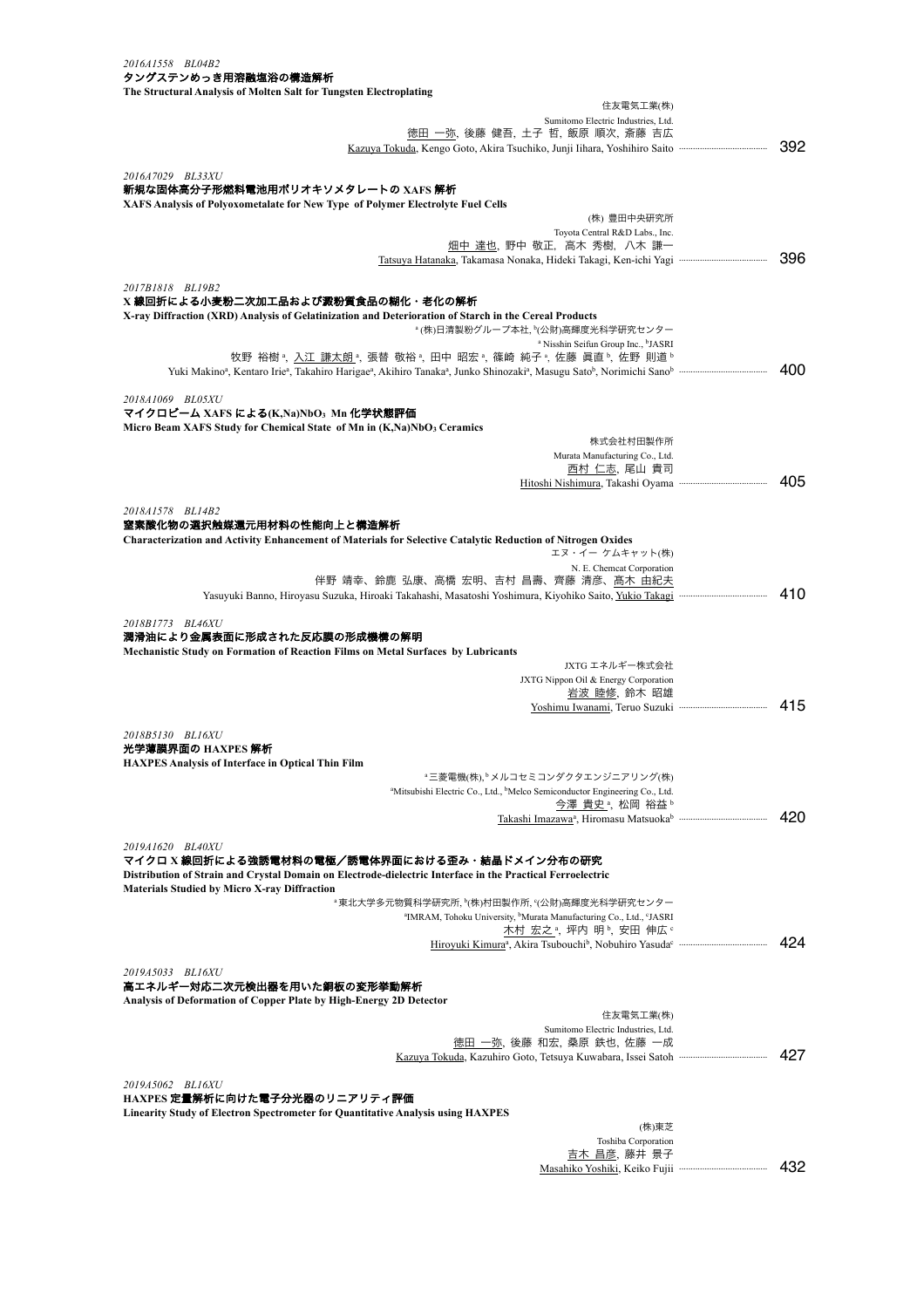*2016A1558　BL04B2*

**タングステンめっき用溶融塩浴の構造解析**

**The Structural Analysis of Molten Salt for Tungsten Electroplating**

住友電気工業(株)

Sumitomo Electric Industries, Ltd.

徳田 一弥, 後藤 健吾, 土子 哲, 飯原 順次, 斎藤 吉広

Kazuya Tokuda, Kengo Goto, Akira Tsuchiko, Junji Iihara, Yoshihiro Saito ………… 392

*2016A7029　BL33XU*

**新規な固体高分子形燃料電池用ポリオキソメタレートの XAFS 解析**

**XAFS Analysis of Polyoxometalate for New Type of Polymer Electrolyte Fuel Cells**

(株) 豊田中央研究所

Toyota Central R&D Labs., Inc.

畑中 達也, 野中 敬正, 高木 秀樹, 八木 謙一

Tatsuya Hatanaka, Takamasa Nonaka, Hideki Takagi, Ken-ichi Yagi ………… 396

*2017B1818　BL19B2*

**X 線回折による小麦粉二次加工品および澱粉質食品の糊化・老化の解析**

**X-ray Diffraction (XRD) Analysis of Gelatinization and Deterioration of Starch in the Cereal Products**

[a](株)日清製粉グループ本社, [b](公財)高輝度光科学研究センター

[a] Nisshin Seifun Group Inc., [b]JASRI

牧野 裕樹[a], 入江 謙太朗[a], 張替 敬裕[a], 田中 昭宏[a], 篠崎 純子[a], 佐藤 眞直[b], 佐野 則道[b]

Yuki Makino[a], Kentaro Irie[a], Takahiro Harigae[a], Akihiro Tanaka[a], Junko Shinozaki[a], Masugu Sato[b], Norimichi Sano[b] ………… 400

*2018A1069　BL05XU*

**マイクロビーム XAFS による(K,Na)$NbO_3$ Mn 化学状態評価**

**Micro Beam XAFS Study for Chemical State of Mn in (K,Na)$NbO_3$ Ceramics**

株式会社村田製作所

Murata Manufacturing Co., Ltd.

西村 仁志, 尾山 貴司

Hitoshi Nishimura, Takashi Oyama ………… 405

*2018A1578　BL14B2*

**窒素酸化物の選択触媒還元用材料の性能向上と構造解析**

**Characterization and Activity Enhancement of Materials for Selective Catalytic Reduction of Nitrogen Oxides**

エヌ・イー ケムキャット(株)

N. E. Chemcat Corporation

伴野 靖幸、鈴鹿 弘康、高橋 宏明、吉村 昌壽、齊藤 清彦、髙木 由紀夫

Yasuyuki Banno, Hiroyasu Suzuka, Hiroaki Takahashi, Masatoshi Yoshimura, Kiyohiko Saito, Yukio Takagi ………… 410

*2018B1773　BL46XU*

**潤滑油により金属表面に形成された反応膜の形成機構の解明**

**Mechanistic Study on Formation of Reaction Films on Metal Surfaces by Lubricants**

JXTG エネルギー株式会社

JXTG Nippon Oil & Energy Corporation

岩波 睦修, 鈴木 昭雄

Yoshimu Iwanami, Teruo Suzuki ………… 415

*2018B5130　BL16XU*

**光学薄膜界面の HAXPES 解析**

**HAXPES Analysis of Interface in Optical Thin Film**

[a]三菱電機(株), [b]メルコセミコンダクタエンジニアリング(株)

[a]Mitsubishi Electric Co., Ltd., [b]Melco Semiconductor Engineering Co., Ltd.

今澤 貴史[a], 松岡 裕益[b]

Takashi Imazawa[a], Hiromasu Matsuoka[b] ………… 420

*2019A1620　BL40XU*

**マイクロ X 線回折による強誘電材料の電極／誘電体界面における歪み・結晶ドメイン分布の研究**

**Distribution of Strain and Crystal Domain on Electrode-dielectric Interface in the Practical Ferroelectric Materials Studied by Micro X-ray Diffraction**

[a]東北大学多元物質科学研究所, [b](株)村田製作所, [c](公財)高輝度光科学研究センター

[a]IMRAM, Tohoku University, [b]Murata Manufacturing Co., Ltd., [c]JASRI

木村 宏之[a], 坪内 明[b], 安田 伸広[c]

Hiroyuki Kimura[a], Akira Tsubouchi[b], Nobuhiro Yasuda[c] ………… 424

*2019A5033　BL16XU*

**高エネルギー対応二次元検出器を用いた銅板の変形挙動解析**

**Analysis of Deformation of Copper Plate by High-Energy 2D Detector**

住友電気工業(株)

Sumitomo Electric Industries, Ltd.

徳田 一弥, 後藤 和宏, 桑原 鉄也, 佐藤 一成

Kazuya Tokuda, Kazuhiro Goto, Tetsuya Kuwabara, Issei Satoh ………… 427

*2019A5062　BL16XU*

**HAXPES 定量解析に向けた電子分光器のリニアリティ評価**

**Linearity Study of Electron Spectrometer for Quantitative Analysis using HAXPES**

(株)東芝

Toshiba Corporation

吉木 昌彦, 藤井 景子

Masahiko Yoshiki, Keiko Fujii ………… 432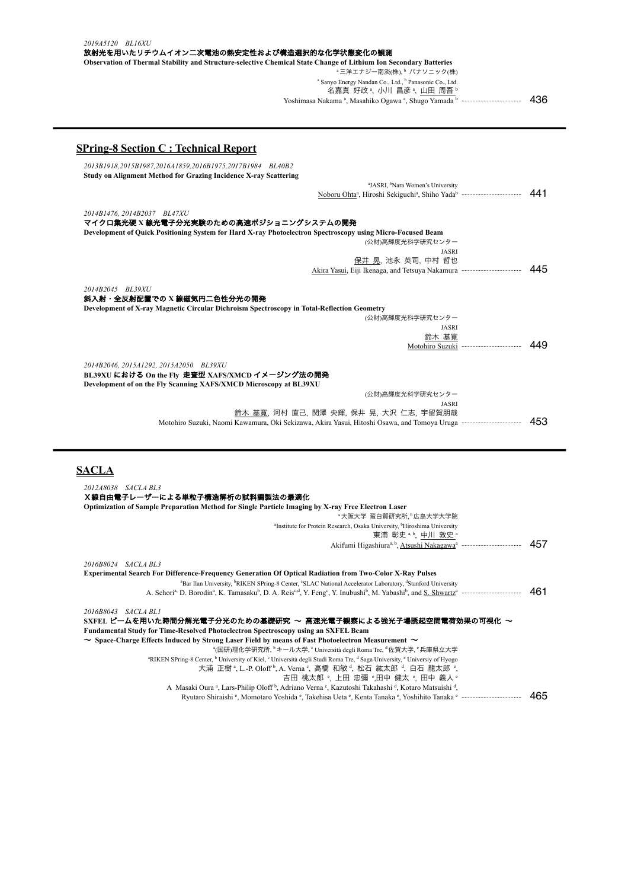*2019A5120 BL16XU*

**放射光を用いたリチウムイオン二次電池の熱安定性および構造選択的な化学状態変化の観測**

**Observation of Thermal Stability and Structure-selective Chemical State Change of Lithium Ion Secondary Batteries**

[a]三洋エナジー南淡(株), [b]パナソニック(株)

[a]Sanyo Energy Nandan Co., Ltd., [b]Panasonic Co., Ltd.

名嘉真 好政[a], 小川 昌彦[a], 山田 周吾[b]

Yoshimasa Nakama[a], Masahiko Ogawa[a], Shugo Yamada[b] ........ 436

## SPring-8 Section C : Technical Report

*2013B1918,2015B1987,2016A1859,2016B1975,2017B1984 BL40B2*

**Study on Alignment Method for Grazing Incidence X-ray Scattering**

[a]JASRI, [b]Nara Women's University

Noboru Ohta[a], Hiroshi Sekiguchi[a], Shiho Yada[b] ........ 441

*2014B1476, 2014B2037 BL47XU*

**マイクロ集光硬 X 線光電子分光実験のための高速ポジショニングシステムの開発**

**Development of Quick Positioning System for Hard X-ray Photoelectron Spectroscopy using Micro-Focused Beam**

(公財)高輝度光科学研究センター

JASRI

保井 晃, 池永 英司, 中村 哲也

Akira Yasui, Eiji Ikenaga, and Tetsuya Nakamura ........ 445

*2014B2045 BL39XU*

**斜入射・全反射配置での X 線磁気円二色性分光の開発**

**Development of X-ray Magnetic Circular Dichroism Spectroscopy in Total-Reflection Geometry**

(公財)高輝度光科学研究センター

JASRI

鈴木 基寛

Motohiro Suzuki ........ 449

*2014B2046, 2015A1292, 2015A2050 BL39XU*

**BL39XU における On the Fly 走査型 XAFS/XMCD イメージング法の開発**

**Development of on the Fly Scanning XAFS/XMCD Microscopy at BL39XU**

(公財)高輝度光科学研究センター

JASRI

鈴木 基寛, 河村 直己, 関澤 央輝, 保井 晃, 大沢 仁志, 宇留賀朋哉

Motohiro Suzuki, Naomi Kawamura, Oki Sekizawa, Akira Yasui, Hitoshi Osawa, and Tomoya Uruga ........ 453

## SACLA

*2012A8038 SACLA BL3*

**X線自由電子レーザーによる単粒子構造解析の試料調製法の最適化**

**Optimization of Sample Preparation Method for Single Particle Imaging by X-ray Free Electron Laser**

[a]大阪大学 蛋白質研究所, [b]広島大学大学院

[a]Institute for Protein Research, Osaka University, [b]Hiroshima University

東浦 彰史[a, b], 中川 敦史[a]

Akifumi Higashiura[a, b], Atsushi Nakagawa[a] ........ 457

*2016B8024 SACLA BL3*

**Experimental Search For Difference-Frequency Generation Of Optical Radiation from Two-Color X-Ray Pulses**

[a]Bar Ilan University, [b]RIKEN SPring-8 Center, [c]SLAC National Accelerator Laboratory, [d]Stanford University

A. Schori[a], D. Borodin[a], K. Tamasaku[b], D. A. Reis[c,d], Y. Feng[c], Y. Inubushi[b], M. Yabashi[b], and S. Shwartz[a] ........ 461

*2016B8043 SACLA BL1*

**SXFEL ビームを用いた時間分解光電子分光のための基礎研究 〜 高速光電子観察による強光子場誘起空間電荷効果の可視化 〜**

**Fundamental Study for Time-Resolved Photoelectron Spectroscopy using an SXFEL Beam**

**〜 Space-Charge Effects Induced by Strong Laser Field by means of Fast Photoelectron Measurement 〜**

[a](国研)理化学研究所, [b]キール大学, [c]Università degli Roma Tre, [d]佐賀大学, [e]兵庫県立大学

[a]RIKEN SPring-8 Center, [b]University of Kiel, [c]Università degli Studi Roma Tre, [d]Saga University, [e]Universiy of Hyogo

大浦 正樹[a], L.-P. Oloff[b], A. Verna[c], 高橋 和敏[d], 松石 紘太郎[d], 白石 龍太郎[e], 吉田 桃太郎[e], 上田 忠彌[e],田中 健太[e], 田中 義人[e]

A Masaki Oura[a], Lars-Philip Oloff[b], Adriano Verna[c], Kazutoshi Takahashi[d], Kotaro Matsuishi[d], Ryutaro Shiraishi[e], Momotaro Yoshida[e], Takehisa Ueta[e], Kenta Tanaka[e], Yoshihito Tanaka[e] ........ 465